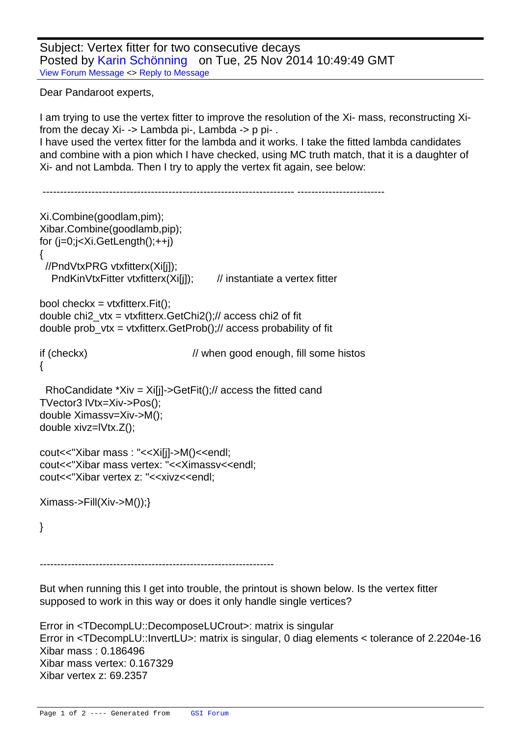Subject: Vertex fitter for two consecutive decays
Posted by Karin Schönning on Tue, 25 Nov 2014 10:49:49 GMT
View Forum Message <> Reply to Message

Dear Pandaroot experts,

I am trying to use the vertex fitter to improve the resolution of the Xi- mass, reconstructing Xi- from the decay Xi- -> Lambda pi-, Lambda -> p pi- .
I have used the vertex fitter for the lambda and it works. I take the fitted lambda candidates and combine with a pion which I have checked, using MC truth match, that it is a daughter of Xi- and not Lambda. Then I try to apply the vertex fit again, see below:

```
 ------------------------------------------------------------------------ -------------------------

Xi.Combine(goodlam,pim);
Xibar.Combine(goodlamb,pip);
for (j=0;j<Xi.GetLength();++j)
{
 //PndVtxPRG vtxfitterx(Xi[j]);
   PndKinVtxFitter vtxfitterx(Xi[j]);      // instantiate a vertex fitter

bool checkx = vtxfitterx.Fit();
double chi2_vtx = vtxfitterx.GetChi2();// access chi2 of fit
double prob_vtx = vtxfitterx.GetProb();// access probability of fit

if (checkx)                          // when good enough, fill some histos
{

 RhoCandidate *Xiv = Xi[j]->GetFit();// access the fitted cand
TVector3 lVtx=Xiv->Pos();
double Ximassv=Xiv->M();
double xivz=lVtx.Z();

cout<<"Xibar mass : "<<Xi[j]->M()<<endl;
cout<<"Xibar mass vertex: "<<Ximassv<<endl;
cout<<"Xibar vertex z: "<<xivz<<endl;

Ximass->Fill(Xiv->M());}

}

-------------------------------------------------------------------
```

But when running this I get into trouble, the printout is shown below. Is the vertex fitter supposed to work in this way or does it only handle single vertices?

```
Error in <TDecompLU::DecomposeLUCrout>: matrix is singular
Error in <TDecompLU::InvertLU>: matrix is singular, 0 diag elements < tolerance of 2.2204e-16
Xibar mass : 0.186496
Xibar mass vertex: 0.167329
Xibar vertex z: 69.2357
```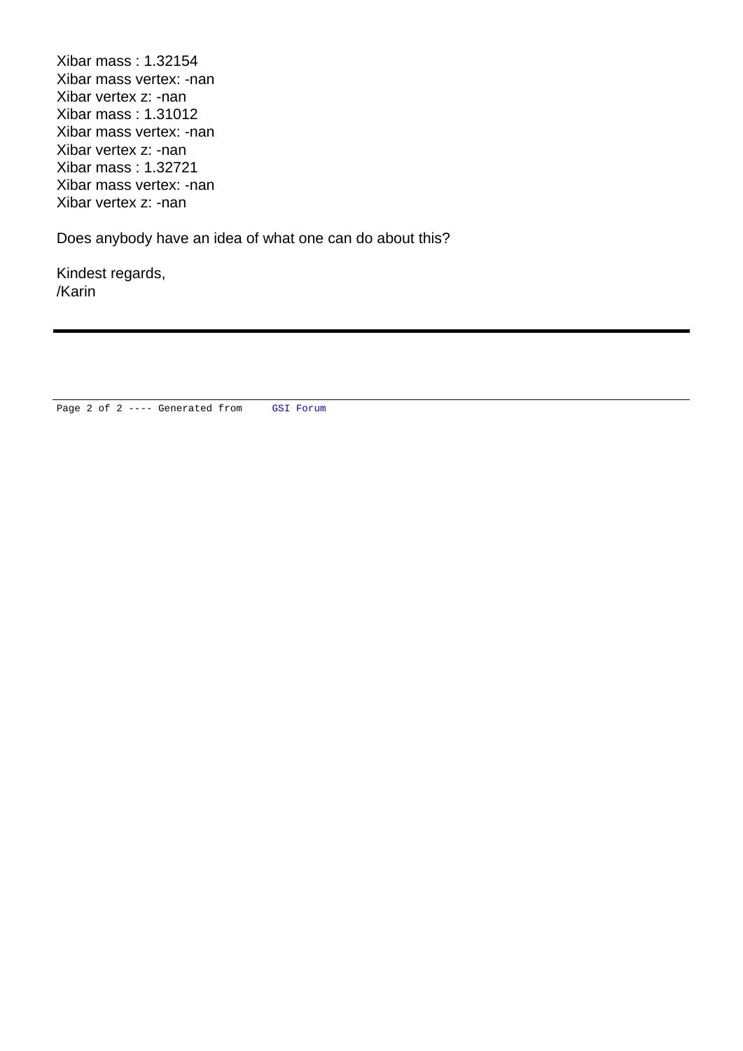Xibar mass : 1.32154
Xibar mass vertex: -nan
Xibar vertex z: -nan
Xibar mass : 1.31012
Xibar mass vertex: -nan
Xibar vertex z: -nan
Xibar mass : 1.32721
Xibar mass vertex: -nan
Xibar vertex z: -nan

Does anybody have an idea of what one can do about this?

Kindest regards,
/Karin